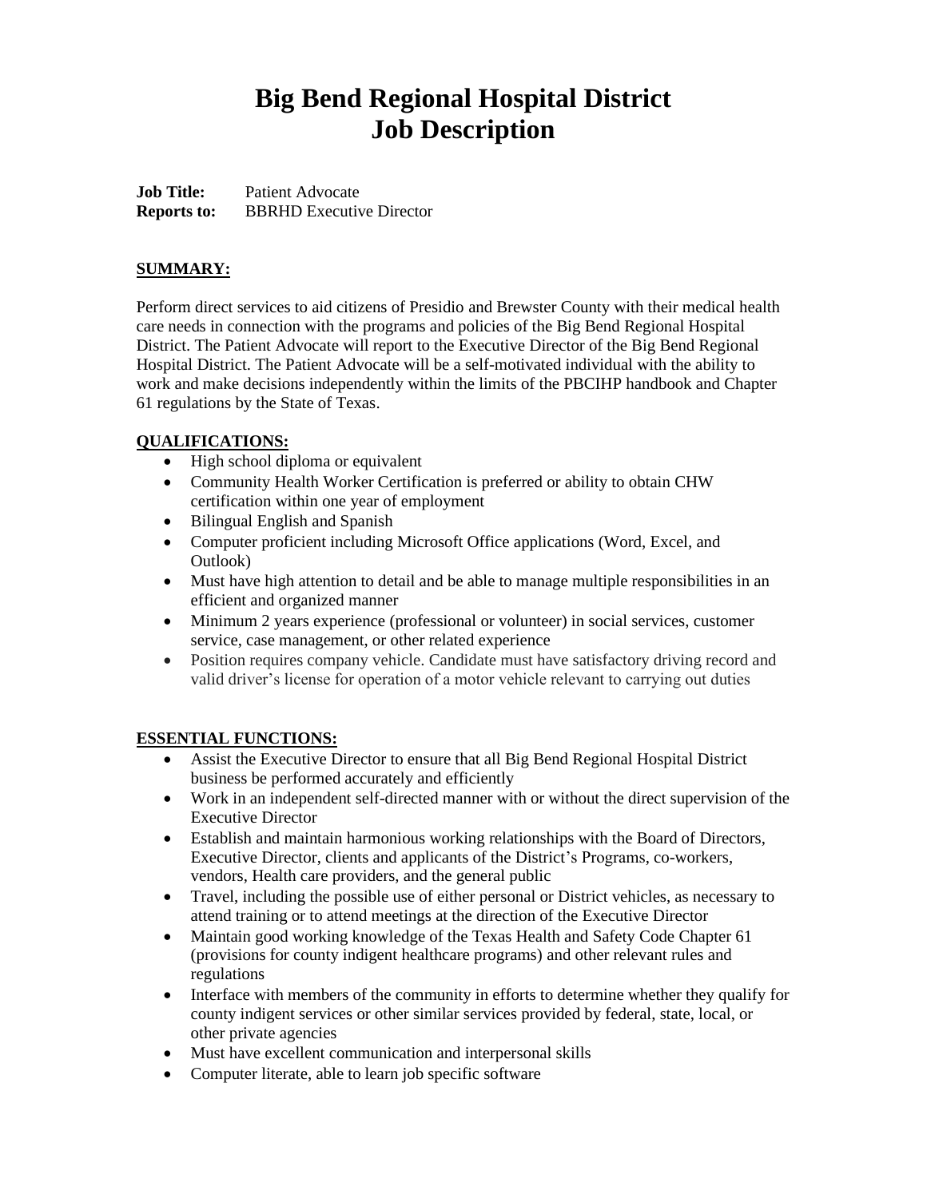# Big Bend Regional Hospital District
# Job Description

**Job Title:** Patient Advocate
**Reports to:** BBRHD Executive Director

## SUMMARY:

Perform direct services to aid citizens of Presidio and Brewster County with their medical health care needs in connection with the programs and policies of the Big Bend Regional Hospital District. The Patient Advocate will report to the Executive Director of the Big Bend Regional Hospital District. The Patient Advocate will be a self-motivated individual with the ability to work and make decisions independently within the limits of the PBCIHP handbook and Chapter 61 regulations by the State of Texas.

## QUALIFICATIONS:

- High school diploma or equivalent
- Community Health Worker Certification is preferred or ability to obtain CHW certification within one year of employment
- Bilingual English and Spanish
- Computer proficient including Microsoft Office applications (Word, Excel, and Outlook)
- Must have high attention to detail and be able to manage multiple responsibilities in an efficient and organized manner
- Minimum 2 years experience (professional or volunteer) in social services, customer service, case management, or other related experience
- Position requires company vehicle. Candidate must have satisfactory driving record and valid driver's license for operation of a motor vehicle relevant to carrying out duties

## ESSENTIAL FUNCTIONS:

- Assist the Executive Director to ensure that all Big Bend Regional Hospital District business be performed accurately and efficiently
- Work in an independent self-directed manner with or without the direct supervision of the Executive Director
- Establish and maintain harmonious working relationships with the Board of Directors, Executive Director, clients and applicants of the District's Programs, co-workers, vendors, Health care providers, and the general public
- Travel, including the possible use of either personal or District vehicles, as necessary to attend training or to attend meetings at the direction of the Executive Director
- Maintain good working knowledge of the Texas Health and Safety Code Chapter 61 (provisions for county indigent healthcare programs) and other relevant rules and regulations
- Interface with members of the community in efforts to determine whether they qualify for county indigent services or other similar services provided by federal, state, local, or other private agencies
- Must have excellent communication and interpersonal skills
- Computer literate, able to learn job specific software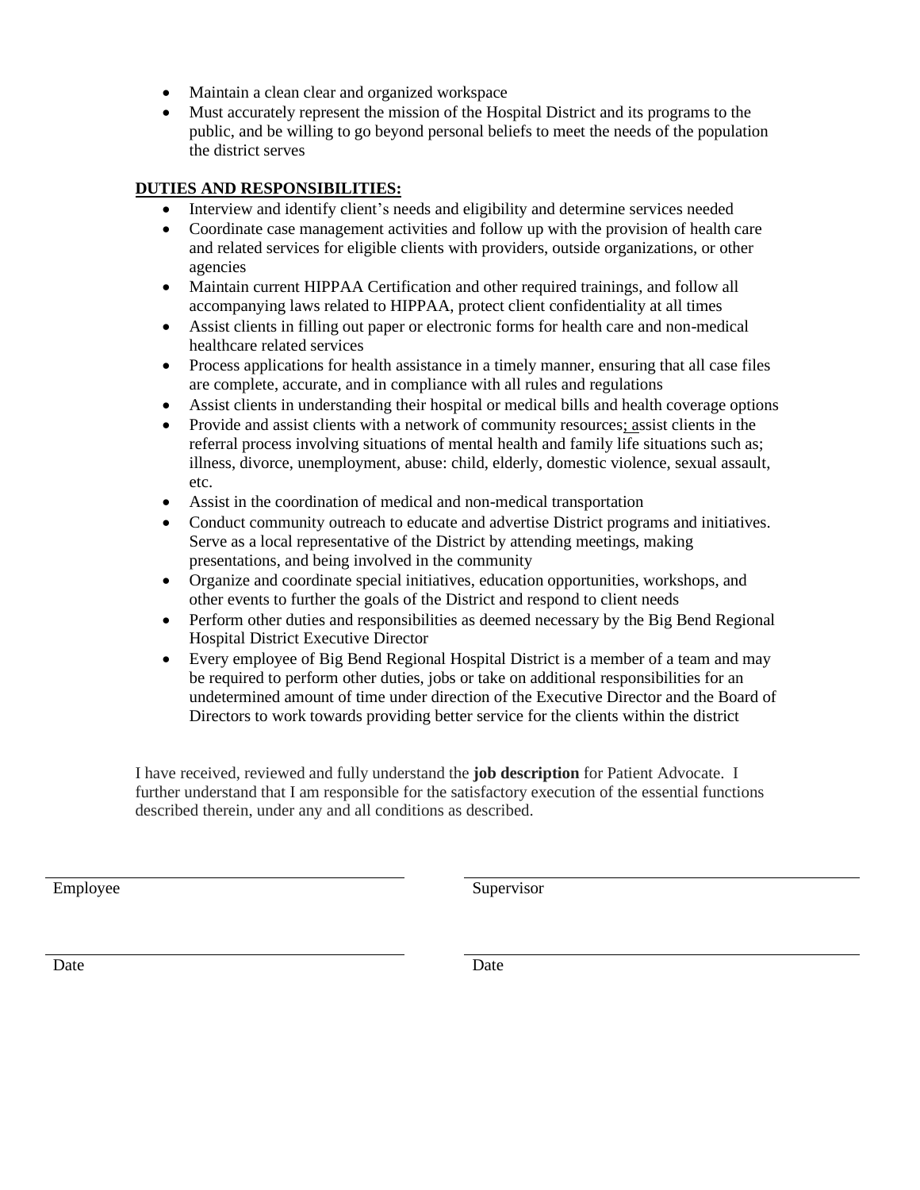- Maintain a clean clear and organized workspace
- Must accurately represent the mission of the Hospital District and its programs to the public, and be willing to go beyond personal beliefs to meet the needs of the population the district serves

**DUTIES AND RESPONSIBILITIES:**

- Interview and identify client's needs and eligibility and determine services needed
- Coordinate case management activities and follow up with the provision of health care and related services for eligible clients with providers, outside organizations, or other agencies
- Maintain current HIPPAA Certification and other required trainings, and follow all accompanying laws related to HIPPAA, protect client confidentiality at all times
- Assist clients in filling out paper or electronic forms for health care and non-medical healthcare related services
- Process applications for health assistance in a timely manner, ensuring that all case files are complete, accurate, and in compliance with all rules and regulations
- Assist clients in understanding their hospital or medical bills and health coverage options
- Provide and assist clients with a network of community resources; assist clients in the referral process involving situations of mental health and family life situations such as; illness, divorce, unemployment, abuse: child, elderly, domestic violence, sexual assault, etc.
- Assist in the coordination of medical and non-medical transportation
- Conduct community outreach to educate and advertise District programs and initiatives. Serve as a local representative of the District by attending meetings, making presentations, and being involved in the community
- Organize and coordinate special initiatives, education opportunities, workshops, and other events to further the goals of the District and respond to client needs
- Perform other duties and responsibilities as deemed necessary by the Big Bend Regional Hospital District Executive Director
- Every employee of Big Bend Regional Hospital District is a member of a team and may be required to perform other duties, jobs or take on additional responsibilities for an undetermined amount of time under direction of the Executive Director and the Board of Directors to work towards providing better service for the clients within the district

I have received, reviewed and fully understand the **job description** for Patient Advocate. I further understand that I am responsible for the satisfactory execution of the essential functions described therein, under any and all conditions as described.

| | |
|---|---|
| Employee | Supervisor |
| Date | Date |